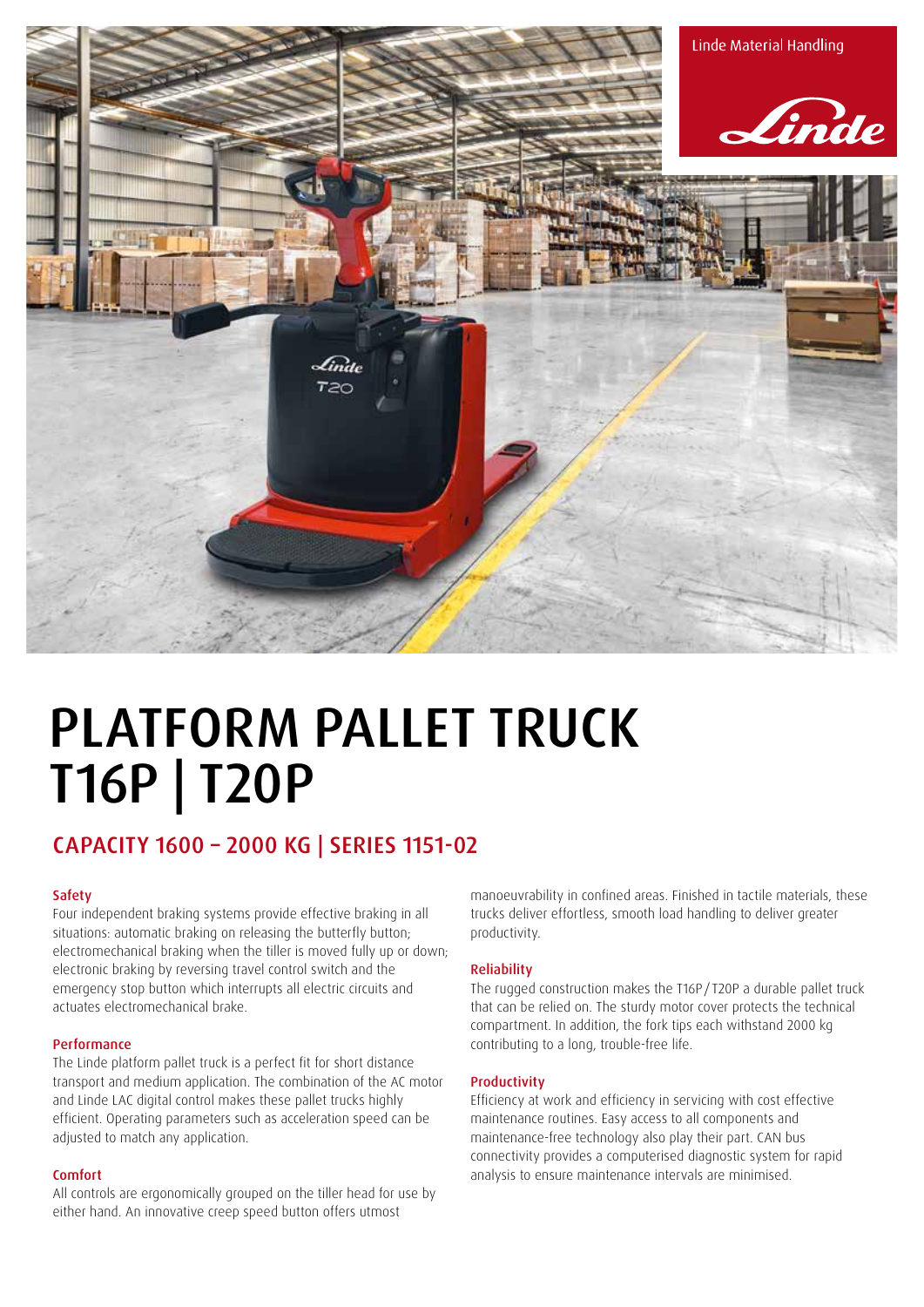Linde Material Handling

# PLATFORM PALLET TRUCK T16P | T20P

## CAPACITY 1600 – 2000 KG | SERIES 1151-02

### Safety

Four independent braking systems provide effective braking in all situations: automatic braking on releasing the butterfly button; electromechanical braking when the tiller is moved fully up or down; electronic braking by reversing travel control switch and the emergency stop button which interrupts all electric circuits and actuates electromechanical brake.

### Performance

The Linde platform pallet truck is a perfect fit for short distance transport and medium application. The combination of the AC motor and Linde LAC digital control makes these pallet trucks highly efficient. Operating parameters such as acceleration speed can be adjusted to match any application.

### Comfort

All controls are ergonomically grouped on the tiller head for use by either hand. An innovative creep speed button offers utmost manoeuvrability in confined areas. Finished in tactile materials, these trucks deliver effortless, smooth load handling to deliver greater productivity.

### Reliability

The rugged construction makes the T16P / T20P a durable pallet truck that can be relied on. The sturdy motor cover protects the technical compartment. In addition, the fork tips each withstand 2000 kg contributing to a long, trouble-free life.

### Productivity

Efficiency at work and efficiency in servicing with cost effective maintenance routines. Easy access to all components and maintenance-free technology also play their part. CAN bus connectivity provides a computerised diagnostic system for rapid analysis to ensure maintenance intervals are minimised.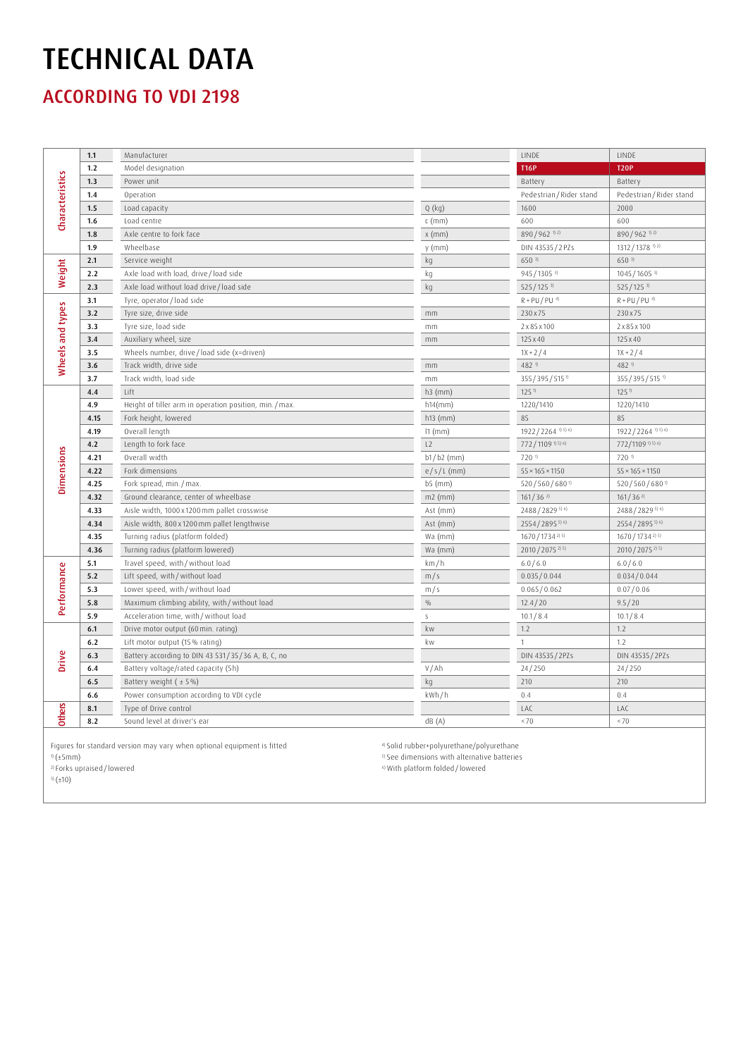# TECHNICAL DATA

## ACCORDING TO VDI 2198

| | | | | | |
|---|---|---|---|---|---|
| Characteristics | 1.1 | Manufacturer | | LINDE | LINDE |
| | 1.2 | Model designation | | T16P | T20P |
| | 1.3 | Power unit | | Battery | Battery |
| | 1.4 | Operation | | Pedestrian / Rider stand | Pedestrian / Rider stand |
| | 1.5 | Load capacity | Q (kg) | 1600 | 2000 |
| | 1.6 | Load centre | c (mm) | 600 | 600 |
| | 1.8 | Axle centre to fork face | x (mm) | 890 / 962 [1) 2)] | 890 / 962 [1) 2)] |
| | 1.9 | Wheelbase | y (mm) | DIN 43535 / 2 PZs | 1312 / 1378 [1) 2)] |
| Weight | 2.1 | Service weight | kg | 650 [3)] | 650 [3)] |
| | 2.2 | Axle load with load, drive / load side | kg | 945 / 1305 [3)] | 1045 / 1605 [3)] |
| | 2.3 | Axle load without load drive / load side | kg | 525 / 125 [3)] | 525 / 125 [3)] |
| Wheels and types | 3.1 | Tyre, operator / load side | | R + PU / PU [4)] | R + PU / PU [4)] |
| | 3.2 | Tyre size, drive side | mm | 230 x 75 | 230 x 75 |
| | 3.3 | Tyre size, load side | mm | 2 x 85 x 100 | 2 x 85 x 100 |
| | 3.4 | Auxiliary wheel, size | mm | 125 x 40 | 125 x 40 |
| | 3.5 | Wheels number, drive / load side (x=driven) | | 1X + 2 / 4 | 1X + 2 / 4 |
| | 3.6 | Track width, drive side | mm | 482 [1)] | 482 [1)] |
| | 3.7 | Track width, load side | mm | 355 / 395 / 515 [1)] | 355 / 395 / 515 [1)] |
| Dimensions | 4.4 | Lift | h3 (mm) | 125 [1)] | 125 [1)] |
| | 4.9 | Height of tiller arm in operation position, min. / max. | h14(mm) | 1220/1410 | 1220/1410 |
| | 4.15 | Fork height, lowered | h13 (mm) | 85 | 85 |
| | 4.19 | Overall length | l1 (mm) | 1922 / 2264 [1) 5) 6)] | 1922 / 2264 [1) 5) 6)] |
| | 4.2 | Length to fork face | L2 | 772 / 1109 [1) 5) 6)] | 772/1109 [1) 5) 6)] |
| | 4.21 | Overall width | b1 / b2 (mm) | 720 [1)] | 720 [1)] |
| | 4.22 | Fork dimensions | e / s / L (mm) | 55 × 165 × 1150 | 55 × 165 × 1150 |
| | 4.25 | Fork spread, min. / max. | b5 (mm) | 520 / 560 / 680 [1)] | 520 / 560 / 680 [1)] |
| | 4.32 | Ground clearance, center of wheelbase | m2 (mm) | 161 / 36 [2)] | 161 / 36 [2)] |
| | 4.33 | Aisle width, 1000 x 1200 mm pallet crosswise | Ast (mm) | 2488 / 2829 [5) 6)] | 2488 / 2829 [5) 6)] |
| | 4.34 | Aisle width, 800 x 1200 mm pallet lengthwise | Ast (mm) | 2554 / 2895 [5) 6)] | 2554 / 2895 [5) 6)] |
| | 4.35 | Turning radius (platform folded) | Wa (mm) | 1670 / 1734 [2) 5)] | 1670 / 1734 [2) 5)] |
| | 4.36 | Turning radius (platform lowered) | Wa (mm) | 2010 / 2075 [2) 5)] | 2010 / 2075 [2) 5)] |
| Performance | 5.1 | Travel speed, with / without load | km / h | 6.0 / 6.0 | 6.0 / 6.0 |
| | 5.2 | Lift speed, with / without load | m / s | 0.035 / 0.044 | 0.034 / 0.044 |
| | 5.3 | Lower speed, with / without load | m / s | 0.065 / 0.062 | 0.07 / 0.06 |
| | 5.8 | Maximum climbing ability, with / without load | % | 12.4 / 20 | 9.5 / 20 |
| | 5.9 | Acceleration time, with / without load | s | 10.1 / 8.4 | 10.1 / 8.4 |
| Drive | 6.1 | Drive motor output (60 min. rating) | kw | 1.2 | 1.2 |
| | 6.2 | Lift motor output (15 % rating) | kw | 1 | 1.2 |
| | 6.3 | Battery according to DIN 43 531 / 35 / 36 A, B, C, no | | DIN 43535 / 2PZs | DIN 43535 / 2PZs |
| | 6.4 | Battery voltage/rated capacity (5h) | V / Ah | 24 / 250 | 24 / 250 |
| | 6.5 | Battery weight ( ± 5 %) | kg | 210 | 210 |
| | 6.6 | Power consumption according to VDI cycle | kWh / h | 0.4 | 0.4 |
| Others | 8.1 | Type of Drive control | | LAC | LAC |
| | 8.2 | Sound level at driver's ear | dB (A) | <70 | <70 |

Figures for standard version may vary when optional equipment is fitted

1) (±5mm)

2) Forks upraised / lowered

3) (±10)

4) Solid rubber+polyurethane/polyurethane

5) See dimensions with alternative batteries

6) With platform folded / lowered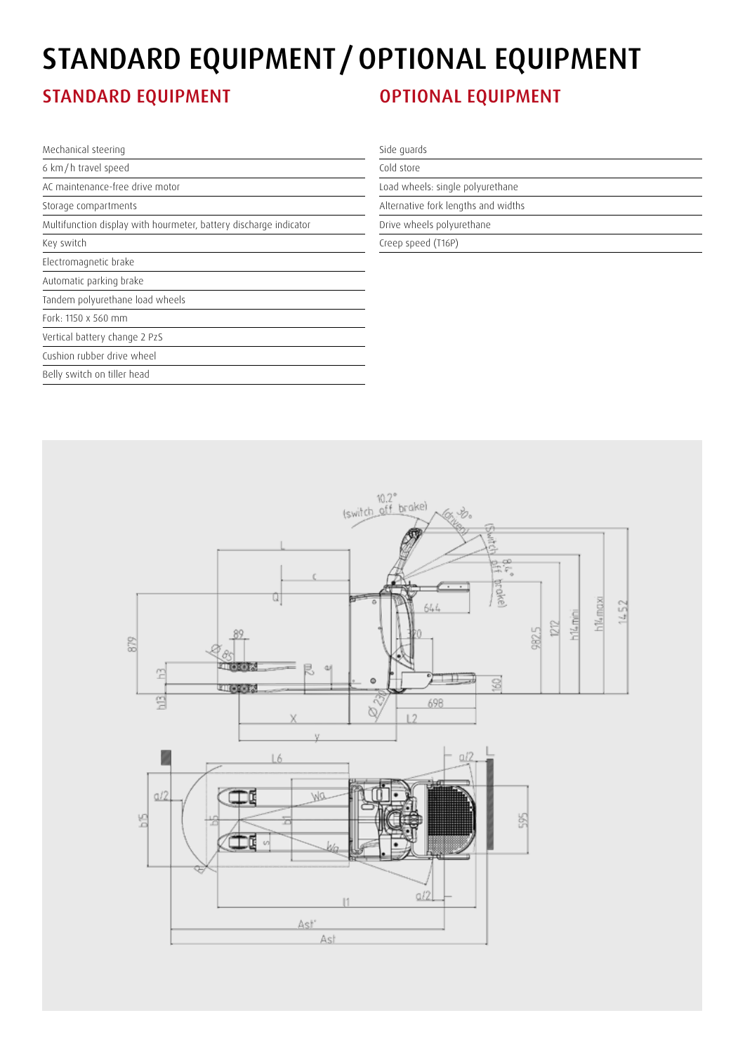# STANDARD EQUIPMENT / OPTIONAL EQUIPMENT

## STANDARD EQUIPMENT

- Mechanical steering
- 6 km / h travel speed
- AC maintenance-free drive motor
- Storage compartments
- Multifunction display with hourmeter, battery discharge indicator
- Key switch
- Electromagnetic brake
- Automatic parking brake
- Tandem polyurethane load wheels
- Fork: 1150 x 560 mm
- Vertical battery change 2 PzS
- Cushion rubber drive wheel
- Belly switch on tiller head

## OPTIONAL EQUIPMENT

- Side guards
- Cold store
- Load wheels: single polyurethane
- Alternative fork lengths and widths
- Drive wheels polyurethane
- Creep speed (T16P)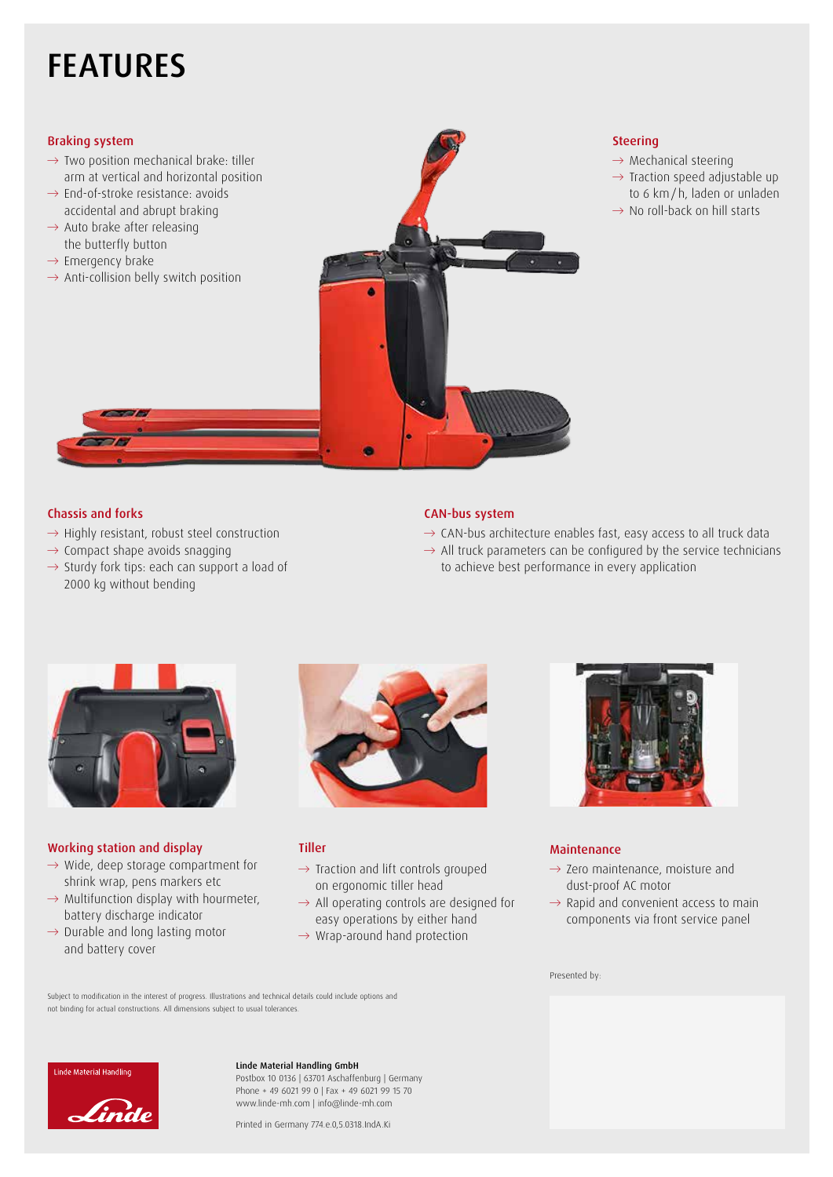# FEATURES

### Braking system

- Two position mechanical brake: tiller arm at vertical and horizontal position
- End-of-stroke resistance: avoids accidental and abrupt braking
- Auto brake after releasing the butterfly button
- Emergency brake
- Anti-collision belly switch position

### Steering

- Mechanical steering
- Traction speed adjustable up to 6 km/h, laden or unladen
- No roll-back on hill starts

### Chassis and forks

- Highly resistant, robust steel construction
- Compact shape avoids snagging
- Sturdy fork tips: each can support a load of 2000 kg without bending

### CAN-bus system

- CAN-bus architecture enables fast, easy access to all truck data
- All truck parameters can be configured by the service technicians to achieve best performance in every application

### Working station and display

- Wide, deep storage compartment for shrink wrap, pens markers etc
- Multifunction display with hourmeter, battery discharge indicator
- Durable and long lasting motor and battery cover

### Tiller

- Traction and lift controls grouped on ergonomic tiller head
- All operating controls are designed for easy operations by either hand
- Wrap-around hand protection

### Maintenance

- Zero maintenance, moisture and dust-proof AC motor
- Rapid and convenient access to main components via front service panel

Presented by:

Subject to modification in the interest of progress. Illustrations and technical details could include options and not binding for actual constructions. All dimensions subject to usual tolerances.

Linde Material Handling

**Linde Material Handling GmbH**
Postbox 10 0136 | 63701 Aschaffenburg | Germany
Phone + 49 6021 99 0 | Fax + 49 6021 99 15 70
www.linde-mh.com | info@linde-mh.com

Printed in Germany 774.e.0,5.0318.IndA.Ki